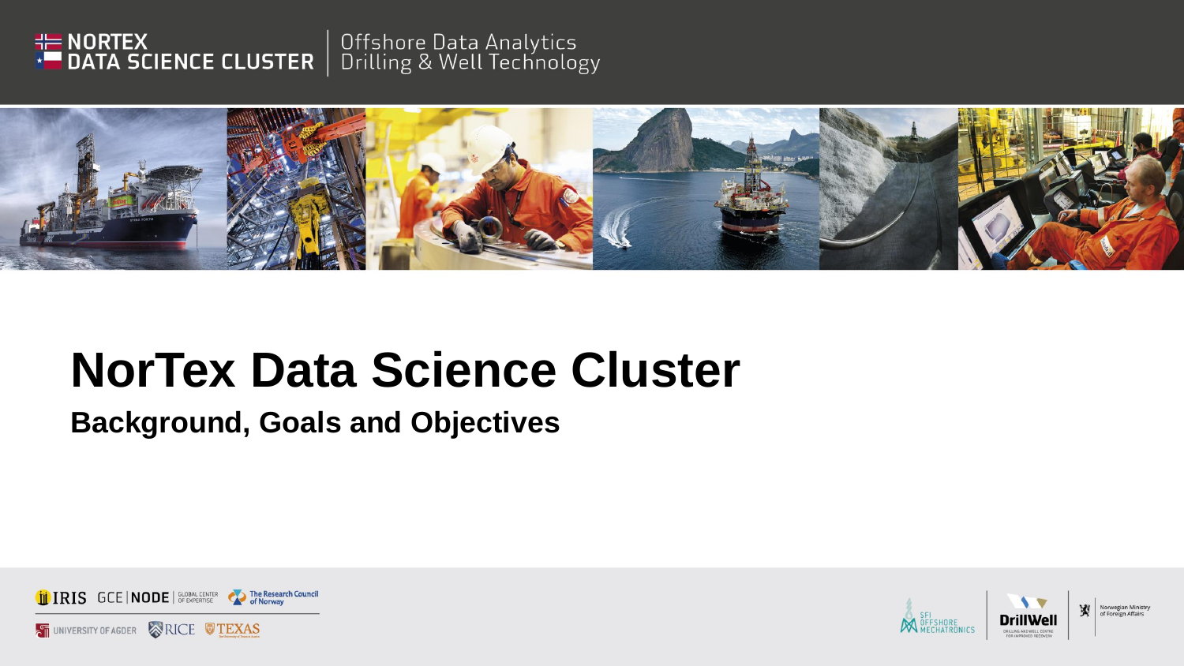NORTEX DATA SCIENCE CLUSTER | Offshore Data Analytics Drilling & Well Technology

# NorTex Data Science Cluster

## Background, Goals and Objectives

IRIS GCE | NODE GLOBAL CENTER OF EXPERTISE The Research Council of Norway

UNIVERSITY OF AGDER RICE TEXAS

SFI OFFSHORE MECHATRONICS | DrillWell DRILLING AND WELL CENTRE FOR IMPROVED RECOVERY | Norwegian Ministry of Foreign Affairs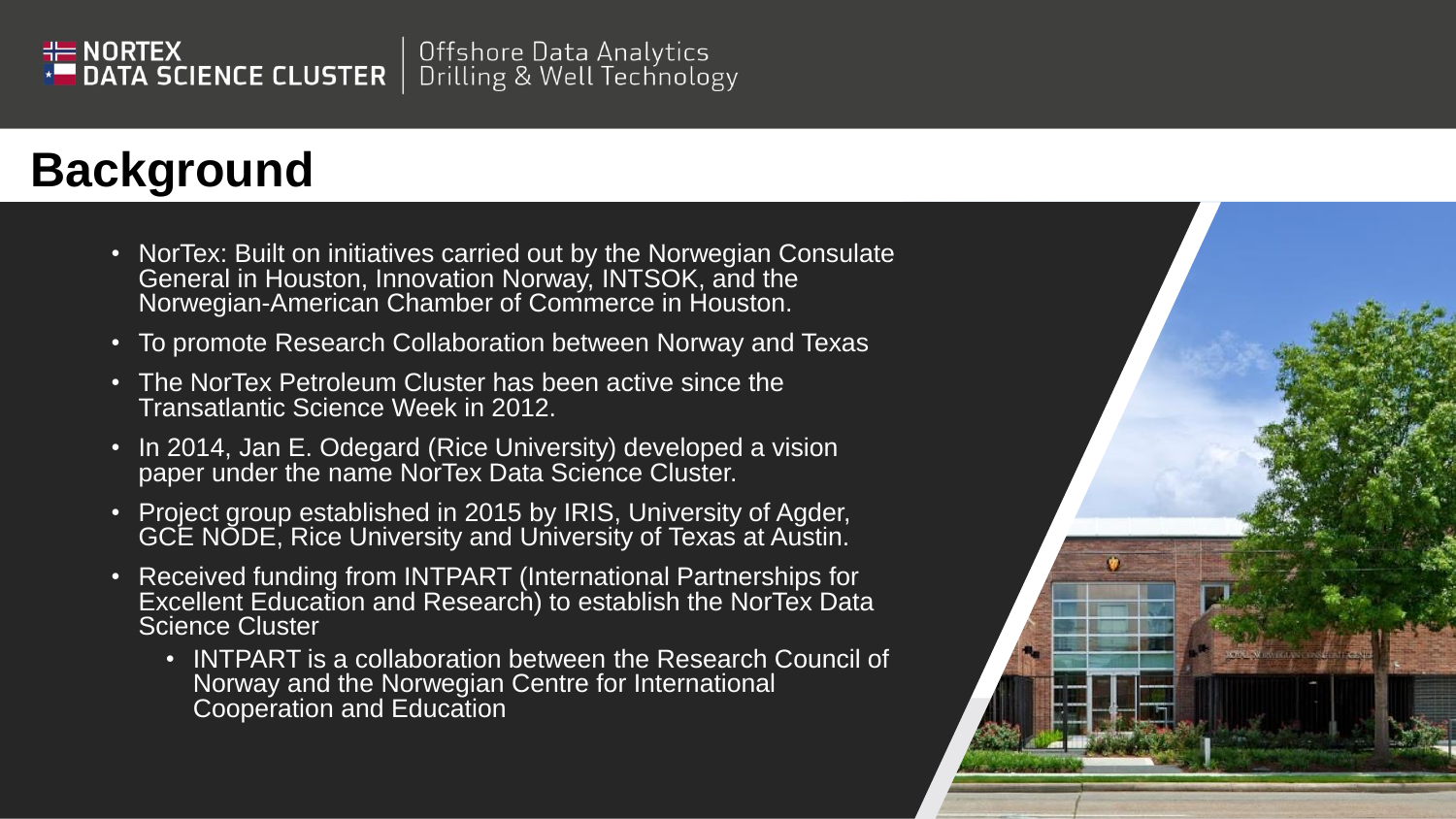# Background

- NorTex: Built on initiatives carried out by the Norwegian Consulate General in Houston, Innovation Norway, INTSOK, and the Norwegian-American Chamber of Commerce in Houston.
- To promote Research Collaboration between Norway and Texas
- The NorTex Petroleum Cluster has been active since the Transatlantic Science Week in 2012.
- In 2014, Jan E. Odegard (Rice University) developed a vision paper under the name NorTex Data Science Cluster.
- Project group established in 2015 by IRIS, University of Agder, GCE NODE, Rice University and University of Texas at Austin.
- Received funding from INTPART (International Partnerships for Excellent Education and Research) to establish the NorTex Data Science Cluster
  - INTPART is a collaboration between the Research Council of Norway and the Norwegian Centre for International Cooperation and Education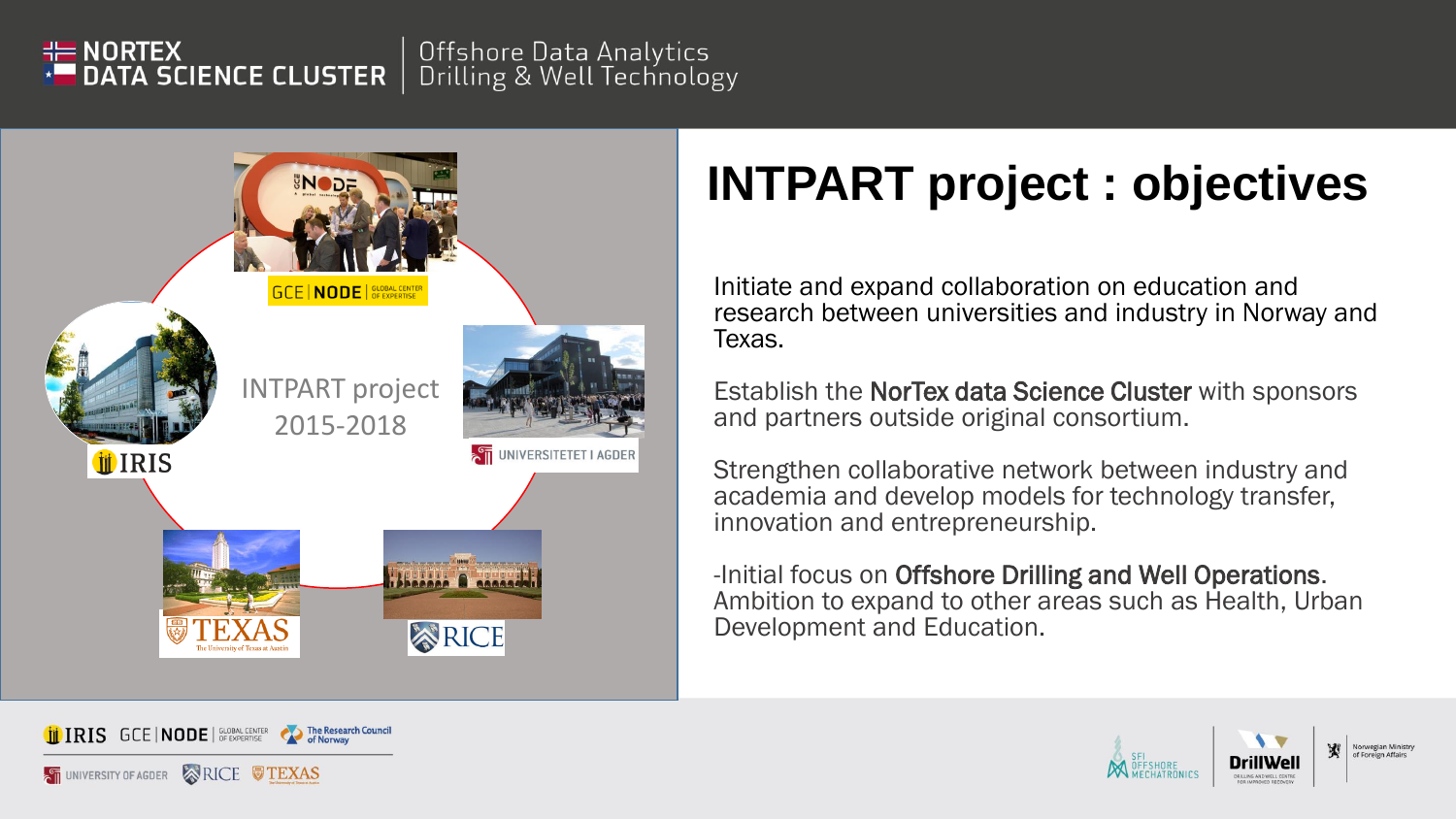# INTPART project : objectives

INTPART project 2015-2018

Initiate and expand collaboration on education and research between universities and industry in Norway and Texas.

Establish the **NorTex data Science Cluster** with sponsors and partners outside original consortium.

Strengthen collaborative network between industry and academia and develop models for technology transfer, innovation and entrepreneurship.

-Initial focus on **Offshore Drilling and Well Operations**. Ambition to expand to other areas such as Health, Urban Development and Education.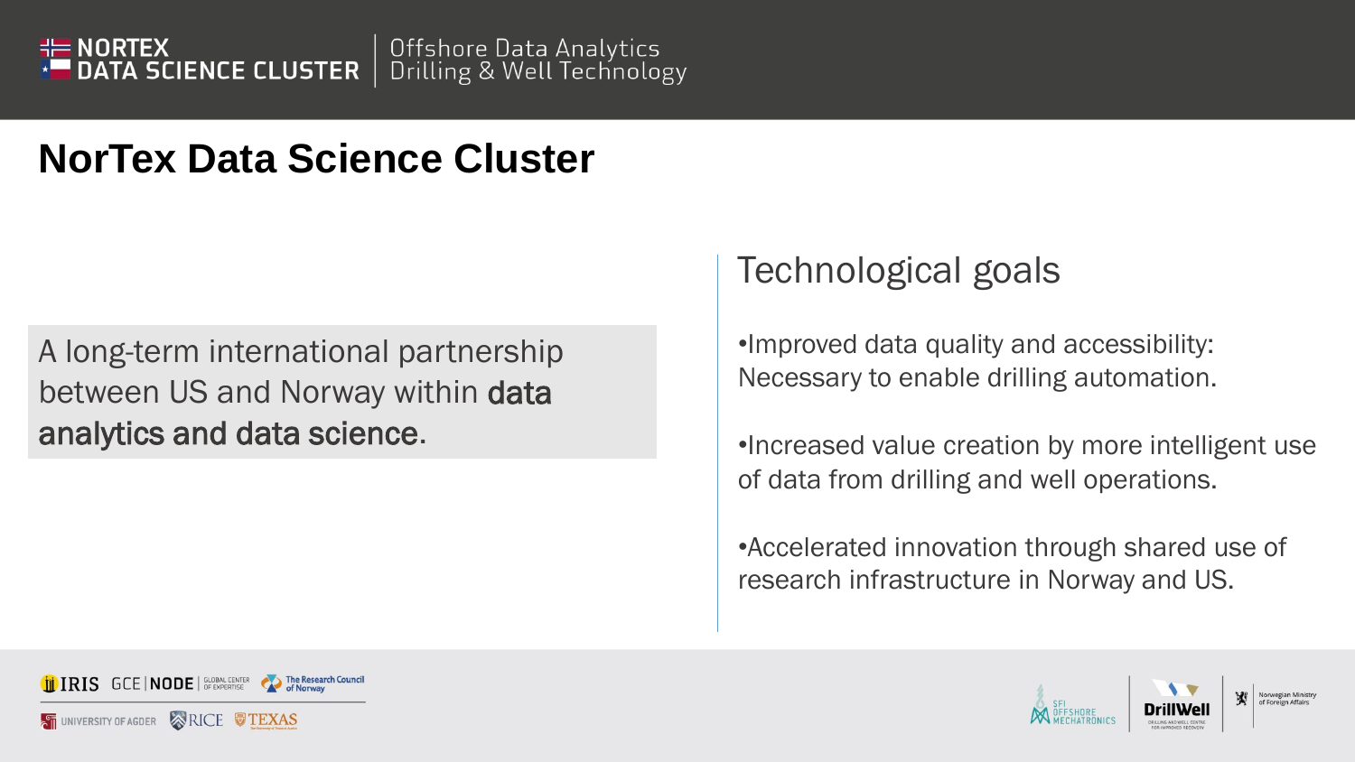# NorTex Data Science Cluster

A long-term international partnership between US and Norway within **data analytics and data science**.

## Technological goals

•Improved data quality and accessibility: Necessary to enable drilling automation.

•Increased value creation by more intelligent use of data from drilling and well operations.

•Accelerated innovation through shared use of research infrastructure in Norway and US.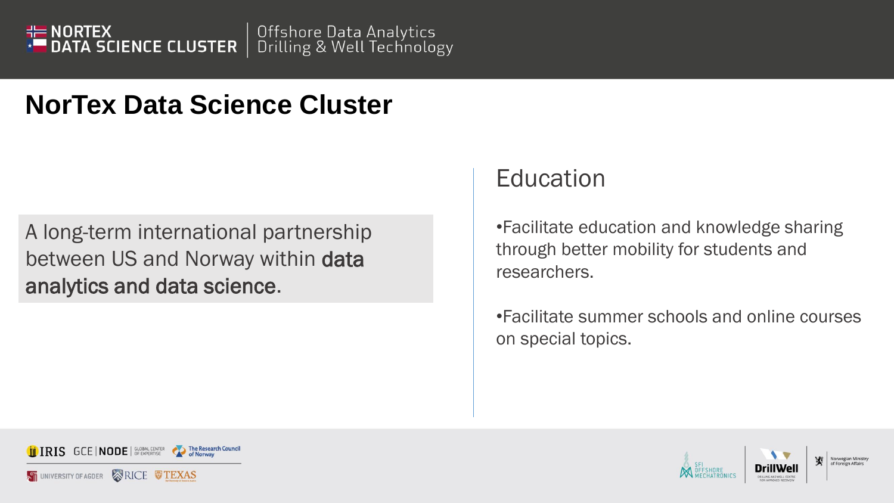# NorTex Data Science Cluster

A long-term international partnership between US and Norway within **data analytics and data science**.

## Education

- Facilitate education and knowledge sharing through better mobility for students and researchers.
- Facilitate summer schools and online courses on special topics.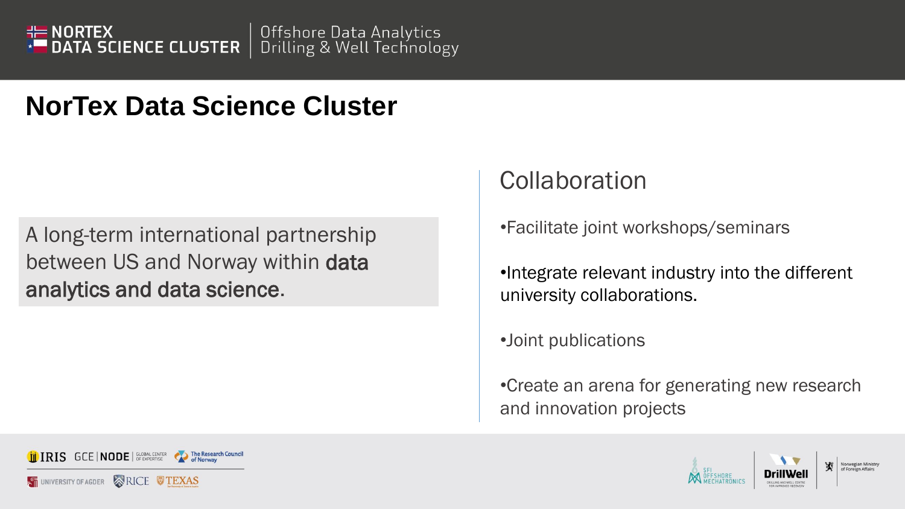# NorTex Data Science Cluster

A long-term international partnership between US and Norway within **data analytics and data science**.

## Collaboration

- Facilitate joint workshops/seminars
- Integrate relevant industry into the different university collaborations.
- Joint publications
- Create an arena for generating new research and innovation projects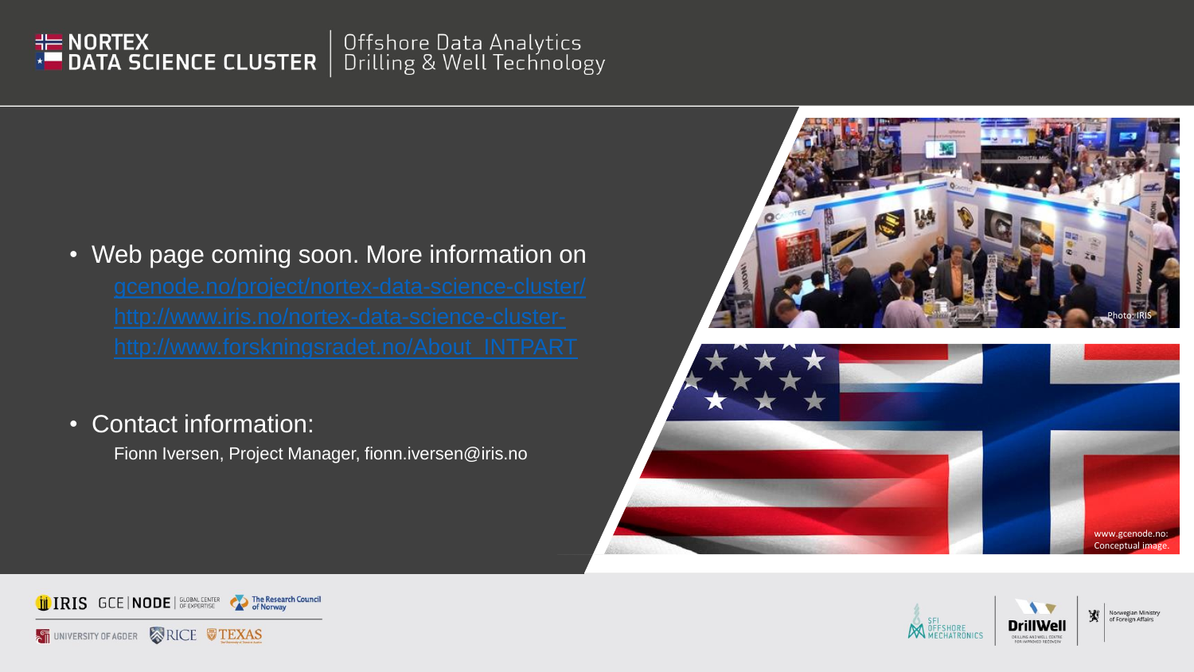- Web page coming soon. More information on
  - gcenode.no/project/nortex-data-science-cluster/
  - http://www.iris.no/nortex-data-science-cluster-
  - http://www.forskningsradet.no/About_INTPART
- Contact information:
  Fionn Iversen, Project Manager, fionn.iversen@iris.no

Photo: IRIS

www.gcenode.no: Conceptual image.